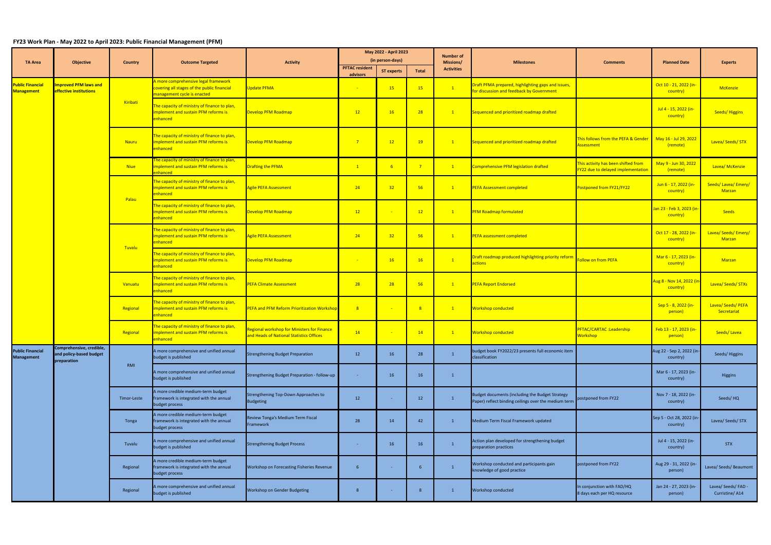## FY23 Work Plan - May 2022 to April 2023: Public Financial Management (PFM)

| TA Area | Objective | Country | Outcome Targeted | Activity | May 2022 - April 2023 (in person-days) | | | Number of Missions/ Activities | Milestones | Comments | Planned Date | Experts |
|---|---|---|---|---|---|---|---|---|---|---|---|---|
| | | | | | PFTAC resident advisors | ST experts | Total | | | | | |
| Public Financial Management | Improved PFM laws and effective institutions | Kiribati | A more comprehensive legal framework covering all stages of the public financial management cycle is enacted | Update PFMA | - | 15 | 15 | 1 | Draft PFMA prepared, highlighting gaps and issues, for discussion and feedback by Government | | Oct 10 - 21, 2022 (in-country) | McKenzie |
| | | | The capacity of ministry of finance to plan, implement and sustain PFM reforms is enhanced | Develop PFM Roadmap | 12 | 16 | 28 | 1 | Sequenced and prioritized roadmap drafted | | Jul 4 - 15, 2022 (in-country) | Seeds/ Higgins |
| | | Nauru | The capacity of ministry of finance to plan, implement and sustain PFM reforms is enhanced | Develop PFM Roadmap | 7 | 12 | 19 | 1 | Sequenced and prioritized roadmap drafted | This follows from the PEFA & Gender Assessment | May 16 - Jul 29, 2022 (remote) | Lavea/ Seeds/ STX |
| | | Niue | The capacity of ministry of finance to plan, implement and sustain PFM reforms is enhanced | Drafting the PFMA | 1 | 6 | 7 | 1 | Comprehensive PFM legislation drafted | This activity has been shifted from FY22 due to delayed implementation | May 9 - Jun 30, 2022 (remote) | Lavea/ McKenzie |
| | | Palau | The capacity of ministry of finance to plan, implement and sustain PFM reforms is enhanced | Agile PEFA Assessment | 24 | 32 | 56 | 1 | PEFA Assessment completed | Postponed from FY21/FY22 | Jun 6 - 17, 2022 (in-country) | Seeds/ Lavea/ Emery/ Marzan |
| | | | The capacity of ministry of finance to plan, implement and sustain PFM reforms is enhanced | Develop PFM Roadmap | 12 | - | 12 | 1 | PFM Roadmap formulated | | Jan 23 - Feb 3, 2023 (in-country) | Seeds |
| | | Tuvalu | The capacity of ministry of finance to plan, implement and sustain PFM reforms is enhanced | Agile PEFA Assessment | 24 | 32 | 56 | 1 | PEFA assessment completed | | Oct 17 - 28, 2022 (in-country) | Lavea/ Seeds/ Emery/ Marzan |
| | | | The capacity of ministry of finance to plan, implement and sustain PFM reforms is enhanced | Develop PFM Roadmap | - | 16 | 16 | 1 | Draft roadmap produced highlighting priority reform actions | Follow on from PEFA | Mar 6 - 17, 2023 (in-country) | Marzan |
| | | Vanuatu | The capacity of ministry of finance to plan, implement and sustain PFM reforms is enhanced | PEFA Climate Assessment | 28 | 28 | 56 | 1 | PEFA Report Endorsed | | Aug 8 - Nov 14, 2022 (in-country) | Lavea/ Seeds/ STXs |
| | | Regional | The capacity of ministry of finance to plan, implement and sustain PFM reforms is enhanced | PEFA and PFM Reform Prioritization Workshop | 8 | - | 8 | 1 | Workshop conducted | | Sep 5 - 8, 2022 (in-person) | Lavea/ Seeds/ PEFA Secretariat |
| | | Regional | The capacity of ministry of finance to plan, implement and sustain PFM reforms is enhanced | Regional workshop for Ministers for Finance and Heads of National Statistics Offices | 14 | - | 14 | 1 | Workshop conducted | PFTAC/CARTAC :Leadership Workshop | Feb 13 - 17, 2023 (in-person) | Seeds/ Lavea |
| Public Financial Management | Comprehensive, credible, and policy-based budget preparation | RMI | A more comprehensive and unified annual budget is published | Strengthening Budget Preparation | 12 | 16 | 28 | 1 | budget book FY2022/23 presents full economic item classification | | Aug 22 - Sep 2, 2022 (in-country) | Seeds/ Higgins |
| | | | A more comprehensive and unified annual budget is published | Strengthening Budget Preparation - follow-up | - | 16 | 16 | 1 | | | Mar 6 - 17, 2023 (in-country) | Higgins |
| | | Timor-Leste | A more credible medium-term budget framework is integrated with the annual budget process | Strengthening Top-Down Approaches to Budgeting | 12 | - | 12 | 1 | Budget documents (including the Budget Strategy Paper) reflect binding ceilings over the medium term | postponed from FY22 | Nov 7 - 18, 2022 (in-country) | Seeds/ HQ |
| | | Tonga | A more credible medium-term budget framework is integrated with the annual budget process | Review Tonga's Medium Term Fiscal Framework | 28 | 14 | 42 | 1 | Medium Term Fiscal Framework updated | | Sep 5 - Oct 28, 2022 (in-country) | Lavea/ Seeds/ STX |
| | | Tuvalu | A more comprehensive and unified annual budget is published | Strengthening Budget Process | - | 16 | 16 | 1 | Action plan developed for strengthening budget preparation practices | | Jul 4 - 15, 2022 (in-country) | STX |
| | | Regional | A more credible medium-term budget framework is integrated with the annual budget process | Workshop on Forecasting Fisheries Revenue | 6 | - | 6 | 1 | Workshop conducted and participants gain knowledge of good practice | postponed from FY22 | Aug 29 - 31, 2022 (in-person) | Lavea/ Seeds/ Beaumont |
| | | Regional | A more comprehensive and unified annual budget is published | Workshop on Gender Budgeting | 8 | - | 8 | 1 | Workshop conducted | In conjunction with FAD/HQ 8 days each per HQ resource | Jan 24 - 27, 2023 (in-person) | Lavea/ Seeds/ FAD - Curristine/ A14 |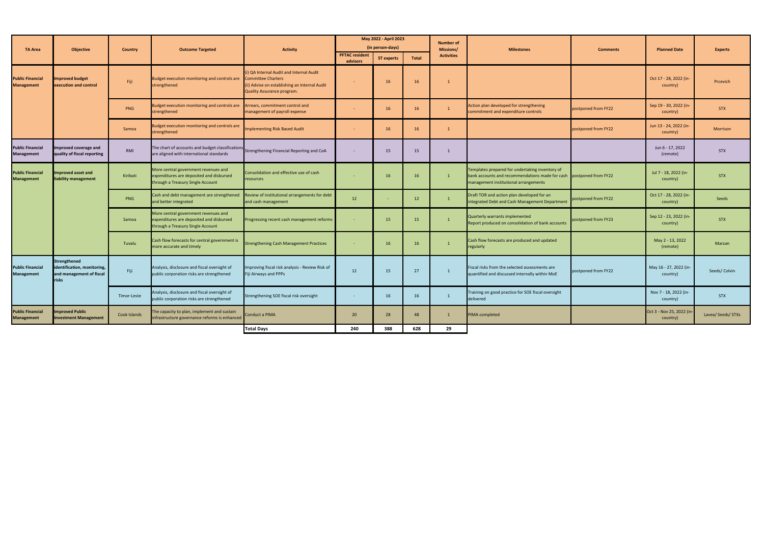| TA Area | Objective | Country | Outcome Targeted | Activity | May 2022 - April 2023 (in person-days) | | | Number of Missions/ Activities | Milestones | Comments | Planned Date | Experts |
|---|---|---|---|---|---|---|---|---|---|---|---|---|
| | | | | | PFTAC resident advisors | ST experts | Total | | | | | |
| Public Financial Management | Improved budget execution and control | Fiji | Budget execution monitoring and controls are strengthened | (i) QA Internal Audit and Internal Audit Committee Charters (ii) Advise on establishing an Internal Audit Quality Assurance program. | - | 16 | 16 | 1 | | | Oct 17 - 28, 2022 (in-country) | Prcevich |
| | | PNG | Budget execution monitoring and controls are strengthened | Arrears, commitment control and management of payroll expense | - | 16 | 16 | 1 | Action plan developed for strengthening commitment and expenditure controls | postponed from FY22 | Sep 19 - 30, 2022 (in-country) | STX |
| | | Samoa | Budget execution monitoring and controls are strengthened | Implementing Risk Based Audit | - | 16 | 16 | 1 | | postponed from FY22 | Jun 13 - 24, 2022 (in-country) | Morrison |
| Public Financial Management | Improved coverage and quality of fiscal reporting | RMI | The chart of accounts and budget classifications are aligned with international standards | Strengthening Financial Reporting and CoA | - | 15 | 15 | 1 | | | Jun 6 - 17, 2022 (remote) | STX |
| Public Financial Management | Improved asset and liability management | Kiribati | More central government revenues and expenditures are deposited and disbursed through a Treasury Single Account | Consolidation and effective use of cash resources | - | 16 | 16 | 1 | Templates prepared for undertaking inventory of bank accounts and recommendations made for cash management institutional arrangements | postponed from FY22 | Jul 7 - 18, 2022 (in-country) | STX |
| | | PNG | Cash and debt management are strengthened and better integrated | Review of institutional arrangements for debt and cash management | 12 | - | 12 | 1 | Draft TOR and action plan developed for an integrated Debt and Cash Management Department | postponed from FY22 | Oct 17 - 28, 2022 (in-country) | Seeds |
| | | Samoa | More central government revenues and expenditures are deposited and disbursed through a Treasury Single Account | Progressing recent cash management reforms | - | 15 | 15 | 1 | Quarterly warrants implemented Report produced on consolidation of bank accounts | postponed from FY23 | Sep 12 - 23, 2022 (in-country) | STX |
| | | Tuvalu | Cash flow forecasts for central government is more accurate and timely | Strengthening Cash Management Practices | - | 16 | 16 | 1 | Cash flow forecasts are produced and updated regularly | | May 2 - 13, 2022 (remote) | Marzan |
| Public Financial Management | Strengthened identification, monitoring, and management of fiscal risks | Fiji | Analysis, disclosure and fiscal oversight of public corporation risks are strengthened | Improving fiscal risk analysis - Review Risk of Fiji Airways and PPPs | 12 | 15 | 27 | 1 | Fiscal risks from the selected assessments are quantified and discussed internally within MoE | postponed from FY22 | May 16 - 27, 2022 (in-country) | Seeds/ Colvin |
| | | Timor-Leste | Analysis, disclosure and fiscal oversight of public corporation risks are strengthened | Strengthening SOE fiscal risk oversight | - | 16 | 16 | 1 | Training on good practice for SOE fiscal oversight delivered | | Nov 7 - 18, 2022 (in-country) | STX |
| Public Financial Management | Improved Public Investment Management | Cook Islands | The capacity to plan, implement and sustain infrastructure governance reforms is enhanced | Conduct a PIMA | 20 | 28 | 48 | 1 | PIMA completed | | Oct 3 - Nov 25, 2022 (in-country) | Lavea/ Seeds/ STXs |
| | | | | Total Days | 240 | 388 | 628 | 29 | | | | |